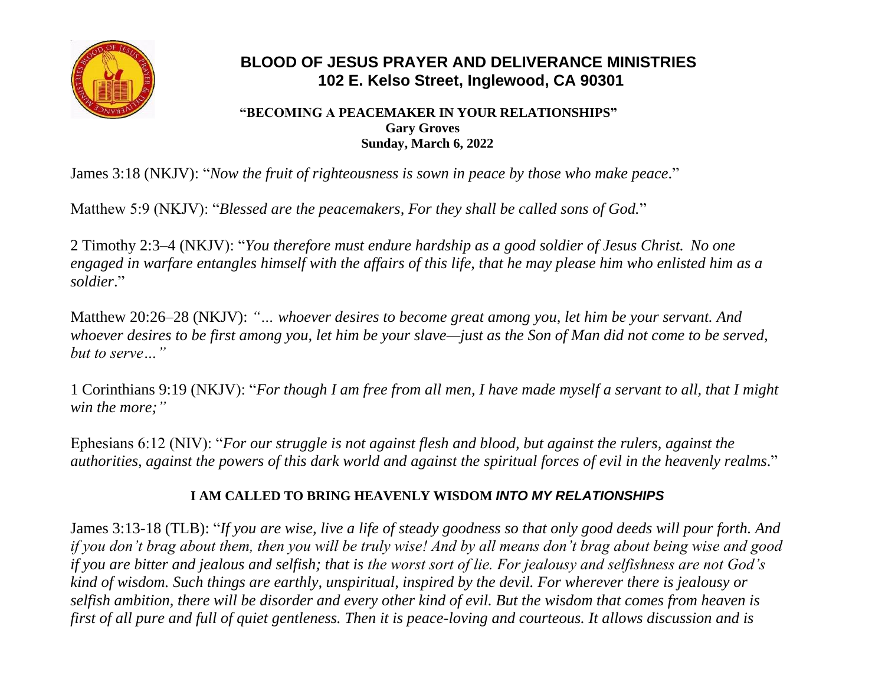# BLOOD OF JESUS PRAYER AND DELIVERANCE MINISTRIES
## 102 E. Kelso Street, Inglewood, CA 90301

**"BECOMING A PEACEMAKER IN YOUR RELATIONSHIPS"**
**Gary Groves**
**Sunday, March 6, 2022**

James 3:18 (NKJV): "*Now the fruit of righteousness is sown in peace by those who make peace*."

Matthew 5:9 (NKJV): "*Blessed are the peacemakers, For they shall be called sons of God.*"

2 Timothy 2:3–4 (NKJV): "*You therefore must endure hardship as a good soldier of Jesus Christ. No one engaged in warfare entangles himself with the affairs of this life, that he may please him who enlisted him as a soldier*."

Matthew 20:26–28 (NKJV): *"... whoever desires to become great among you, let him be your servant. And whoever desires to be first among you, let him be your slave—just as the Son of Man did not come to be served, but to serve…"*

1 Corinthians 9:19 (NKJV): "*For though I am free from all men, I have made myself a servant to all, that I might win the more;"*

Ephesians 6:12 (NIV): "*For our struggle is not against flesh and blood, but against the rulers, against the authorities, against the powers of this dark world and against the spiritual forces of evil in the heavenly realms*."

### I AM CALLED TO BRING HEAVENLY WISDOM *INTO MY RELATIONSHIPS*

James 3:13-18 (TLB): "*If you are wise, live a life of steady goodness so that only good deeds will pour forth. And if you don't brag about them, then you will be truly wise! And by all means don't brag about being wise and good if you are bitter and jealous and selfish; that is the worst sort of lie. For jealousy and selfishness are not God's kind of wisdom. Such things are earthly, unspiritual, inspired by the devil. For wherever there is jealousy or selfish ambition, there will be disorder and every other kind of evil. But the wisdom that comes from heaven is first of all pure and full of quiet gentleness. Then it is peace-loving and courteous. It allows discussion and is*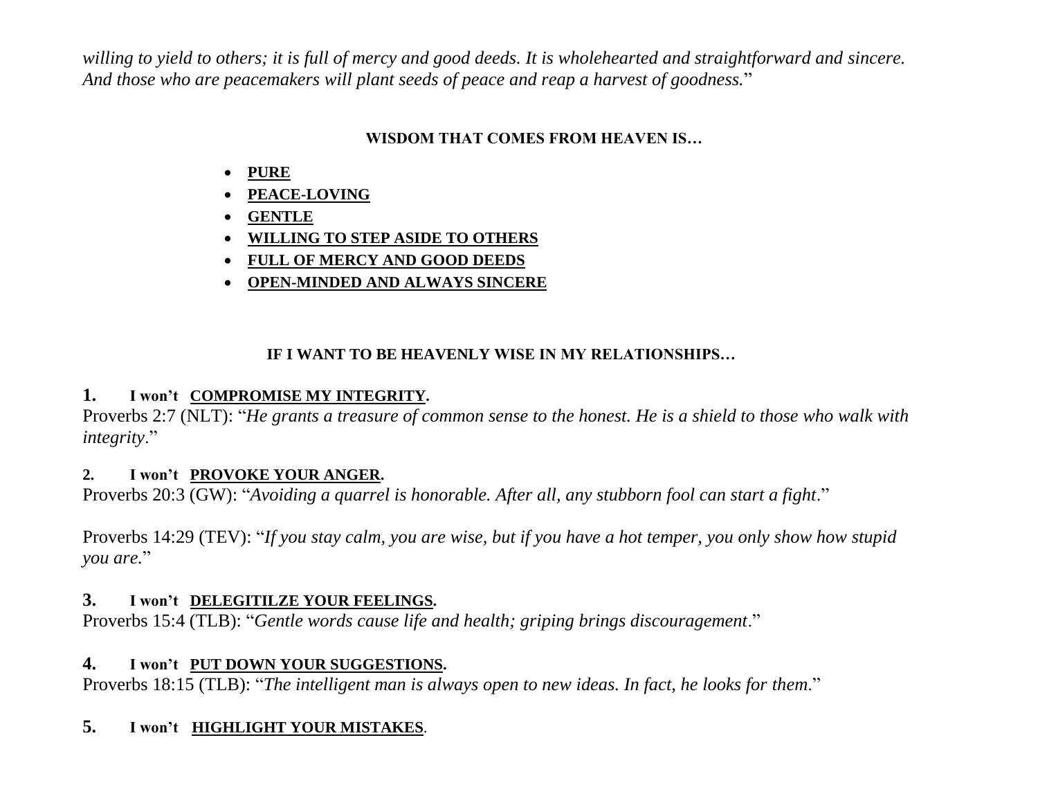*willing to yield to others; it is full of mercy and good deeds. It is wholehearted and straightforward and sincere. And those who are peacemakers will plant seeds of peace and reap a harvest of goodness.*"

**WISDOM THAT COMES FROM HEAVEN IS…**

- **PURE**
- **PEACE-LOVING**
- **GENTLE**
- **WILLING TO STEP ASIDE TO OTHERS**
- **FULL OF MERCY AND GOOD DEEDS**
- **OPEN-MINDED AND ALWAYS SINCERE**

**IF I WANT TO BE HEAVENLY WISE IN MY RELATIONSHIPS…**

**1. I won't COMPROMISE MY INTEGRITY.**
Proverbs 2:7 (NLT): "*He grants a treasure of common sense to the honest. He is a shield to those who walk with integrity*."

**2. I won't PROVOKE YOUR ANGER.**
Proverbs 20:3 (GW): "*Avoiding a quarrel is honorable. After all, any stubborn fool can start a fight*."

Proverbs 14:29 (TEV): "*If you stay calm, you are wise, but if you have a hot temper, you only show how stupid you are.*"

**3. I won't DELEGITILZE YOUR FEELINGS.**
Proverbs 15:4 (TLB): "*Gentle words cause life and health; griping brings discouragement*."

**4. I won't PUT DOWN YOUR SUGGESTIONS.**
Proverbs 18:15 (TLB): "*The intelligent man is always open to new ideas. In fact, he looks for them*."

**5. I won't HIGHLIGHT YOUR MISTAKES**.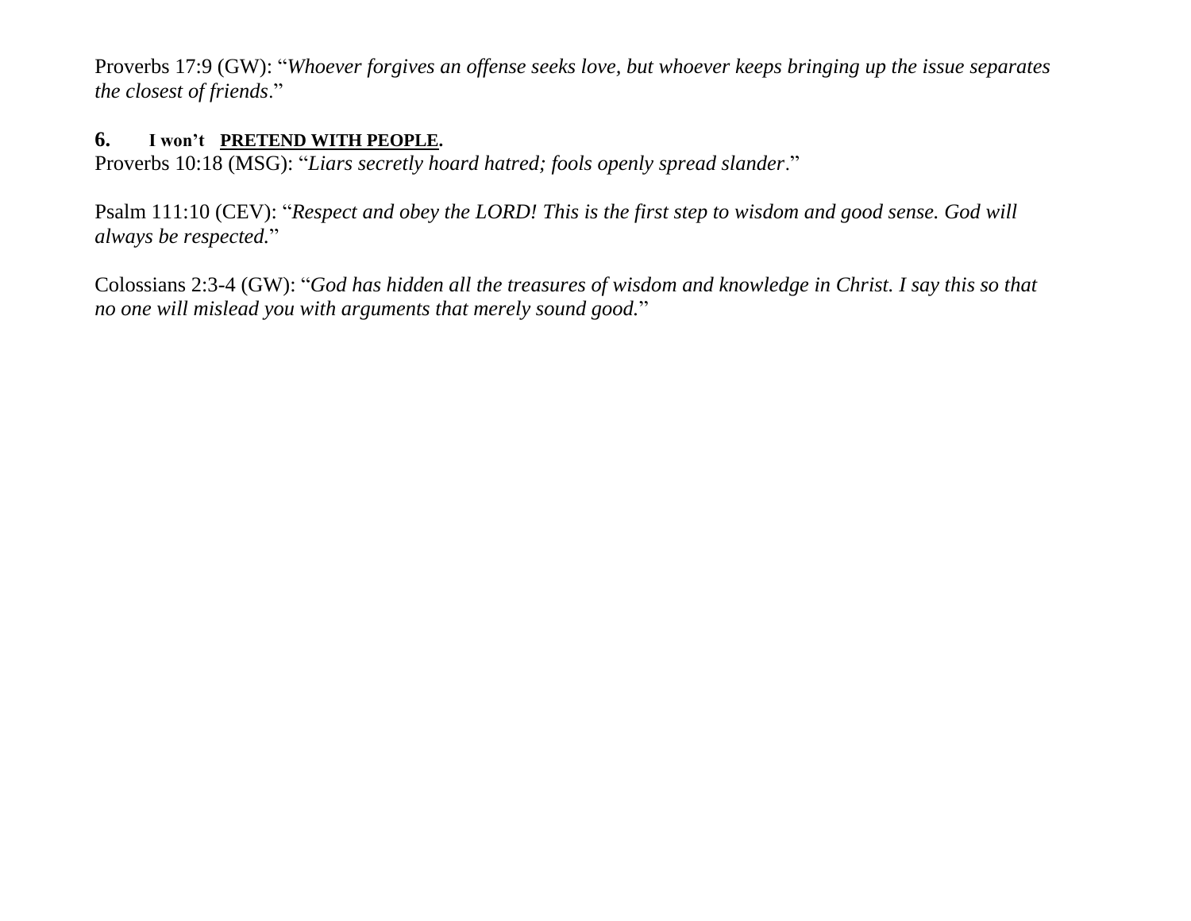Proverbs 17:9 (GW): "*Whoever forgives an offense seeks love, but whoever keeps bringing up the issue separates the closest of friends*."

**6. I won't <u>PRETEND WITH PEOPLE</u>.**

Proverbs 10:18 (MSG): "*Liars secretly hoard hatred; fools openly spread slander*."

Psalm 111:10 (CEV): "*Respect and obey the LORD! This is the first step to wisdom and good sense. God will always be respected.*"

Colossians 2:3-4 (GW): "*God has hidden all the treasures of wisdom and knowledge in Christ. I say this so that no one will mislead you with arguments that merely sound good.*"